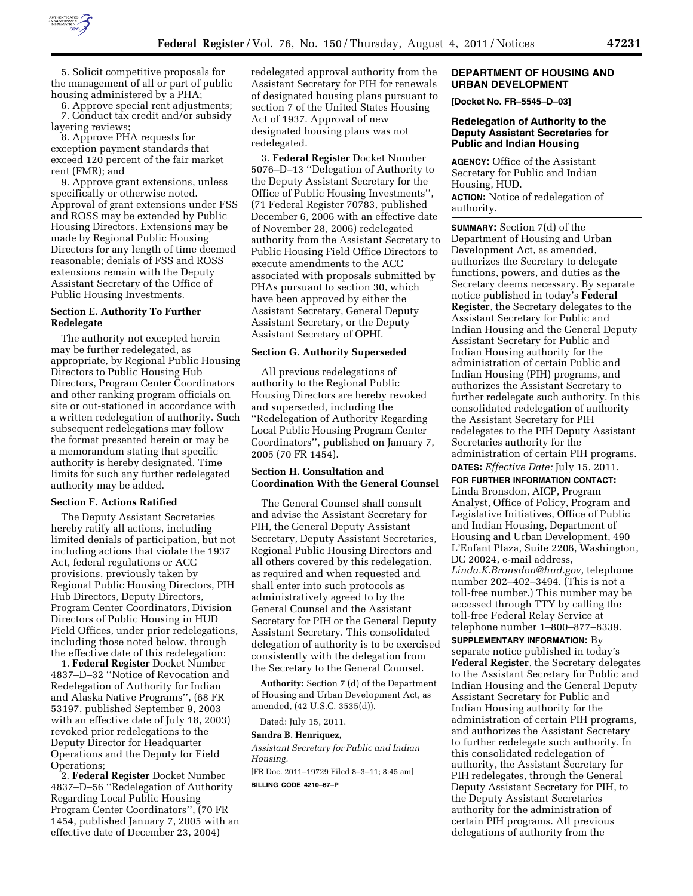5. Solicit competitive proposals for the management of all or part of public housing administered by a PHA;

6. Approve special rent adjustments;

7. Conduct tax credit and/or subsidy layering reviews;

8. Approve PHA requests for exception payment standards that exceed 120 percent of the fair market rent (FMR); and

9. Approve grant extensions, unless specifically or otherwise noted. Approval of grant extensions under FSS and ROSS may be extended by Public Housing Directors. Extensions may be made by Regional Public Housing Directors for any length of time deemed reasonable; denials of FSS and ROSS extensions remain with the Deputy Assistant Secretary of the Office of Public Housing Investments.

**Section E. Authority To Further Redelegate**

The authority not excepted herein may be further redelegated, as appropriate, by Regional Public Housing Directors to Public Housing Hub Directors, Program Center Coordinators and other ranking program officials on site or out-stationed in accordance with a written redelegation of authority. Such subsequent redelegations may follow the format presented herein or may be a memorandum stating that specific authority is hereby designated. Time limits for such any further redelegated authority may be added.

**Section F. Actions Ratified**

The Deputy Assistant Secretaries hereby ratify all actions, including limited denials of participation, but not including actions that violate the 1937 Act, federal regulations or ACC provisions, previously taken by Regional Public Housing Directors, PIH Hub Directors, Deputy Directors, Program Center Coordinators, Division Directors of Public Housing in HUD Field Offices, under prior redelegations, including those noted below, through the effective date of this redelegation:

1. **Federal Register** Docket Number 4837–D–32 ''Notice of Revocation and Redelegation of Authority for Indian and Alaska Native Programs'', (68 FR 53197, published September 9, 2003 with an effective date of July 18, 2003) revoked prior redelegations to the Deputy Director for Headquarter Operations and the Deputy for Field Operations;

2. **Federal Register** Docket Number 4837–D–56 ''Redelegation of Authority Regarding Local Public Housing Program Center Coordinators'', (70 FR 1454, published January 7, 2005 with an effective date of December 23, 2004) redelegated approval authority from the Assistant Secretary for PIH for renewals of designated housing plans pursuant to section 7 of the United States Housing Act of 1937. Approval of new designated housing plans was not redelegated.

3. **Federal Register** Docket Number 5076–D–13 ''Delegation of Authority to the Deputy Assistant Secretary for the Office of Public Housing Investments'', (71 Federal Register 70783, published December 6, 2006 with an effective date of November 28, 2006) redelegated authority from the Assistant Secretary to Public Housing Field Office Directors to execute amendments to the ACC associated with proposals submitted by PHAs pursuant to section 30, which have been approved by either the Assistant Secretary, General Deputy Assistant Secretary, or the Deputy Assistant Secretary of OPHI.

**Section G. Authority Superseded**

All previous redelegations of authority to the Regional Public Housing Directors are hereby revoked and superseded, including the ''Redelegation of Authority Regarding Local Public Housing Program Center Coordinators'', published on January 7, 2005 (70 FR 1454).

**Section H. Consultation and Coordination With the General Counsel**

The General Counsel shall consult and advise the Assistant Secretary for PIH, the General Deputy Assistant Secretary, Deputy Assistant Secretaries, Regional Public Housing Directors and all others covered by this redelegation, as required and when requested and shall enter into such protocols as administratively agreed to by the General Counsel and the Assistant Secretary for PIH or the General Deputy Assistant Secretary. This consolidated delegation of authority is to be exercised consistently with the delegation from the Secretary to the General Counsel.

**Authority:** Section 7 (d) of the Department of Housing and Urban Development Act, as amended, (42 U.S.C. 3535(d)).

Dated: July 15, 2011.

**Sandra B. Henriquez,**

*Assistant Secretary for Public and Indian Housing.*

[FR Doc. 2011–19729 Filed 8–3–11; 8:45 am]

**BILLING CODE 4210–67–P**

## DEPARTMENT OF HOUSING AND URBAN DEVELOPMENT

**[Docket No. FR–5545–D–03]**

### Redelegation of Authority to the Deputy Assistant Secretaries for Public and Indian Housing

**AGENCY:** Office of the Assistant Secretary for Public and Indian Housing, HUD.

**ACTION:** Notice of redelegation of authority.

**SUMMARY:** Section 7(d) of the Department of Housing and Urban Development Act, as amended, authorizes the Secretary to delegate functions, powers, and duties as the Secretary deems necessary. By separate notice published in today's **Federal Register**, the Secretary delegates to the Assistant Secretary for Public and Indian Housing and the General Deputy Assistant Secretary for Public and Indian Housing authority for the administration of certain Public and Indian Housing (PIH) programs, and authorizes the Assistant Secretary to further redelegate such authority. In this consolidated redelegation of authority the Assistant Secretary for PIH redelegates to the PIH Deputy Assistant Secretaries authority for the administration of certain PIH programs.

**DATES:** *Effective Date:* July 15, 2011.

**FOR FURTHER INFORMATION CONTACT:** Linda Bronsdon, AICP, Program Analyst, Office of Policy, Program and Legislative Initiatives, Office of Public and Indian Housing, Department of Housing and Urban Development, 490 L'Enfant Plaza, Suite 2206, Washington, DC 20024, e-mail address, *Linda.K.Bronsdon@hud.gov,* telephone number 202–402–3494. (This is not a toll-free number.) This number may be accessed through TTY by calling the toll-free Federal Relay Service at telephone number 1–800–877–8339.

**SUPPLEMENTARY INFORMATION:** By separate notice published in today's **Federal Register**, the Secretary delegates to the Assistant Secretary for Public and Indian Housing and the General Deputy Assistant Secretary for Public and Indian Housing authority for the administration of certain PIH programs, and authorizes the Assistant Secretary to further redelegate such authority. In this consolidated redelegation of authority, the Assistant Secretary for PIH redelegates, through the General Deputy Assistant Secretary for PIH, to the Deputy Assistant Secretaries authority for the administration of certain PIH programs. All previous delegations of authority from the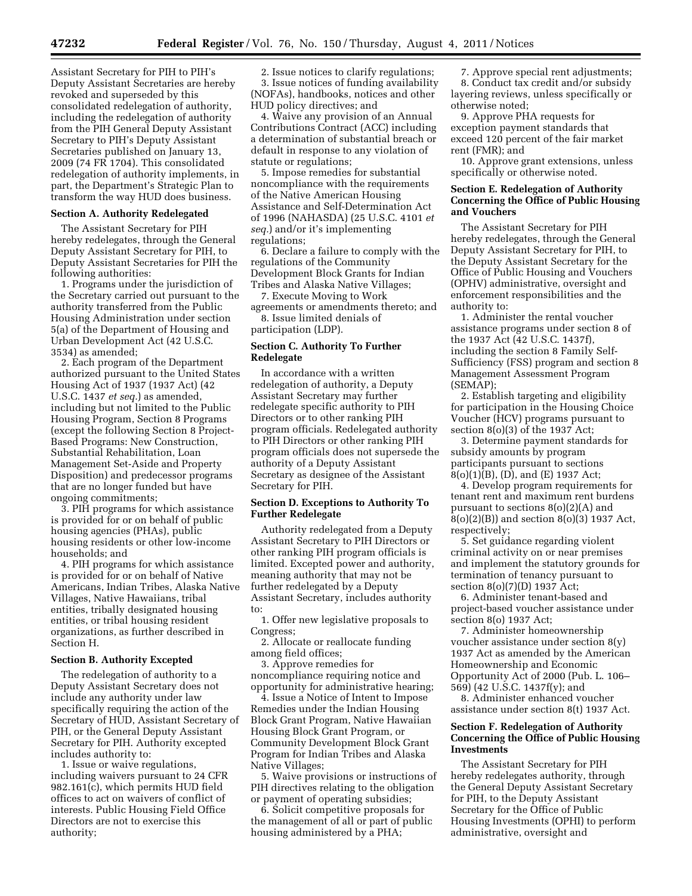Assistant Secretary for PIH to PIH's Deputy Assistant Secretaries are hereby revoked and superseded by this consolidated redelegation of authority, including the redelegation of authority from the PIH General Deputy Assistant Secretary to PIH's Deputy Assistant Secretaries published on January 13, 2009 (74 FR 1704). This consolidated redelegation of authority implements, in part, the Department's Strategic Plan to transform the way HUD does business.

**Section A. Authority Redelegated**

The Assistant Secretary for PIH hereby redelegates, through the General Deputy Assistant Secretary for PIH, to Deputy Assistant Secretaries for PIH the following authorities:

1. Programs under the jurisdiction of the Secretary carried out pursuant to the authority transferred from the Public Housing Administration under section 5(a) of the Department of Housing and Urban Development Act (42 U.S.C. 3534) as amended;
2. Each program of the Department authorized pursuant to the United States Housing Act of 1937 (1937 Act) (42 U.S.C. 1437 *et seq.*) as amended, including but not limited to the Public Housing Program, Section 8 Programs (except the following Section 8 Project-Based Programs: New Construction, Substantial Rehabilitation, Loan Management Set-Aside and Property Disposition) and predecessor programs that are no longer funded but have ongoing commitments;
3. PIH programs for which assistance is provided for or on behalf of public housing agencies (PHAs), public housing residents or other low-income households; and
4. PIH programs for which assistance is provided for or on behalf of Native Americans, Indian Tribes, Alaska Native Villages, Native Hawaiians, tribal entities, tribally designated housing entities, or tribal housing resident organizations, as further described in Section H.

**Section B. Authority Excepted**

The redelegation of authority to a Deputy Assistant Secretary does not include any authority under law specifically requiring the action of the Secretary of HUD, Assistant Secretary of PIH, or the General Deputy Assistant Secretary for PIH. Authority excepted includes authority to:

1. Issue or waive regulations, including waivers pursuant to 24 CFR 982.161(c), which permits HUD field offices to act on waivers of conflict of interests. Public Housing Field Office Directors are not to exercise this authority;
2. Issue notices to clarify regulations;
3. Issue notices of funding availability (NOFAs), handbooks, notices and other HUD policy directives; and
4. Waive any provision of an Annual Contributions Contract (ACC) including a determination of substantial breach or default in response to any violation of statute or regulations;
5. Impose remedies for substantial noncompliance with the requirements of the Native American Housing Assistance and Self-Determination Act of 1996 (NAHASDA) (25 U.S.C. 4101 *et seq.*) and/or it's implementing regulations;
6. Declare a failure to comply with the regulations of the Community Development Block Grants for Indian Tribes and Alaska Native Villages;
7. Execute Moving to Work agreements or amendments thereto; and
8. Issue limited denials of participation (LDP).

**Section C. Authority To Further Redelegate**

In accordance with a written redelegation of authority, a Deputy Assistant Secretary may further redelegate specific authority to PIH Directors or to other ranking PIH program officials. Redelegated authority to PIH Directors or other ranking PIH program officials does not supersede the authority of a Deputy Assistant Secretary as designee of the Assistant Secretary for PIH.

**Section D. Exceptions to Authority To Further Redelegate**

Authority redelegated from a Deputy Assistant Secretary to PIH Directors or other ranking PIH program officials is limited. Excepted power and authority, meaning authority that may not be further redelegated by a Deputy Assistant Secretary, includes authority to:

1. Offer new legislative proposals to Congress;
2. Allocate or reallocate funding among field offices;
3. Approve remedies for noncompliance requiring notice and opportunity for administrative hearing;
4. Issue a Notice of Intent to Impose Remedies under the Indian Housing Block Grant Program, Native Hawaiian Housing Block Grant Program, or Community Development Block Grant Program for Indian Tribes and Alaska Native Villages;
5. Waive provisions or instructions of PIH directives relating to the obligation or payment of operating subsidies;
6. Solicit competitive proposals for the management of all or part of public housing administered by a PHA;
7. Approve special rent adjustments;
8. Conduct tax credit and/or subsidy layering reviews, unless specifically or otherwise noted;
9. Approve PHA requests for exception payment standards that exceed 120 percent of the fair market rent (FMR); and
10. Approve grant extensions, unless specifically or otherwise noted.

**Section E. Redelegation of Authority Concerning the Office of Public Housing and Vouchers**

The Assistant Secretary for PIH hereby redelegates, through the General Deputy Assistant Secretary for PIH, to the Deputy Assistant Secretary for the Office of Public Housing and Vouchers (OPHV) administrative, oversight and enforcement responsibilities and the authority to:

1. Administer the rental voucher assistance programs under section 8 of the 1937 Act (42 U.S.C. 1437f), including the section 8 Family Self-Sufficiency (FSS) program and section 8 Management Assessment Program (SEMAP);
2. Establish targeting and eligibility for participation in the Housing Choice Voucher (HCV) programs pursuant to section 8(o)(3) of the 1937 Act;
3. Determine payment standards for subsidy amounts by program participants pursuant to sections 8(o)(1)(B), (D), and (E) 1937 Act;
4. Develop program requirements for tenant rent and maximum rent burdens pursuant to sections 8(o)(2)(A) and 8(o)(2)(B)) and section 8(o)(3) 1937 Act, respectively;
5. Set guidance regarding violent criminal activity on or near premises and implement the statutory grounds for termination of tenancy pursuant to section 8(o)(7)(D) 1937 Act;
6. Administer tenant-based and project-based voucher assistance under section 8(o) 1937 Act;
7. Administer homeownership voucher assistance under section 8(y) 1937 Act as amended by the American Homeownership and Economic Opportunity Act of 2000 (Pub. L. 106–569) (42 U.S.C. 1437f(y); and
8. Administer enhanced voucher assistance under section 8(t) 1937 Act.

**Section F. Redelegation of Authority Concerning the Office of Public Housing Investments**

The Assistant Secretary for PIH hereby redelegates authority, through the General Deputy Assistant Secretary for PIH, to the Deputy Assistant Secretary for the Office of Public Housing Investments (OPHI) to perform administrative, oversight and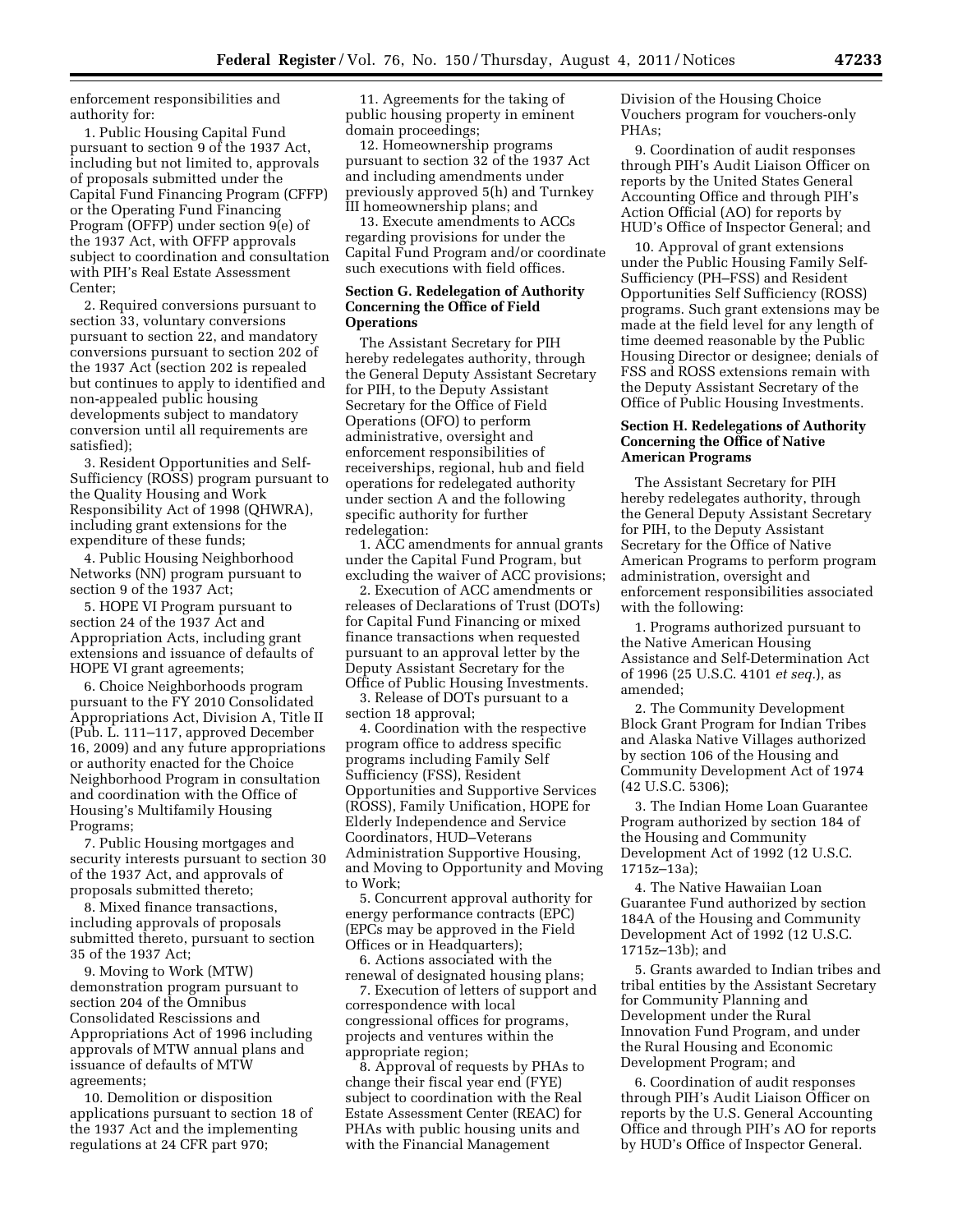enforcement responsibilities and authority for:

1. Public Housing Capital Fund pursuant to section 9 of the 1937 Act, including but not limited to, approvals of proposals submitted under the Capital Fund Financing Program (CFFP) or the Operating Fund Financing Program (OFFP) under section 9(e) of the 1937 Act, with OFFP approvals subject to coordination and consultation with PIH's Real Estate Assessment Center;

2. Required conversions pursuant to section 33, voluntary conversions pursuant to section 22, and mandatory conversions pursuant to section 202 of the 1937 Act (section 202 is repealed but continues to apply to identified and non-appealed public housing developments subject to mandatory conversion until all requirements are satisfied);

3. Resident Opportunities and Self-Sufficiency (ROSS) program pursuant to the Quality Housing and Work Responsibility Act of 1998 (QHWRA), including grant extensions for the expenditure of these funds;

4. Public Housing Neighborhood Networks (NN) program pursuant to section 9 of the 1937 Act;

5. HOPE VI Program pursuant to section 24 of the 1937 Act and Appropriation Acts, including grant extensions and issuance of defaults of HOPE VI grant agreements;

6. Choice Neighborhoods program pursuant to the FY 2010 Consolidated Appropriations Act, Division A, Title II (Pub. L. 111–117, approved December 16, 2009) and any future appropriations or authority enacted for the Choice Neighborhood Program in consultation and coordination with the Office of Housing's Multifamily Housing Programs;

7. Public Housing mortgages and security interests pursuant to section 30 of the 1937 Act, and approvals of proposals submitted thereto;

8. Mixed finance transactions, including approvals of proposals submitted thereto, pursuant to section 35 of the 1937 Act;

9. Moving to Work (MTW) demonstration program pursuant to section 204 of the Omnibus Consolidated Rescissions and Appropriations Act of 1996 including approvals of MTW annual plans and issuance of defaults of MTW agreements;

10. Demolition or disposition applications pursuant to section 18 of the 1937 Act and the implementing regulations at 24 CFR part 970;

11. Agreements for the taking of public housing property in eminent domain proceedings;

12. Homeownership programs pursuant to section 32 of the 1937 Act and including amendments under previously approved 5(h) and Turnkey III homeownership plans; and

13. Execute amendments to ACCs regarding provisions for under the Capital Fund Program and/or coordinate such executions with field offices.

### Section G. Redelegation of Authority Concerning the Office of Field Operations

The Assistant Secretary for PIH hereby redelegates authority, through the General Deputy Assistant Secretary for PIH, to the Deputy Assistant Secretary for the Office of Field Operations (OFO) to perform administrative, oversight and enforcement responsibilities of receiverships, regional, hub and field operations for redelegated authority under section A and the following specific authority for further redelegation:

1. ACC amendments for annual grants under the Capital Fund Program, but excluding the waiver of ACC provisions;

2. Execution of ACC amendments or releases of Declarations of Trust (DOTs) for Capital Fund Financing or mixed finance transactions when requested pursuant to an approval letter by the Deputy Assistant Secretary for the Office of Public Housing Investments.

3. Release of DOTs pursuant to a section 18 approval;

4. Coordination with the respective program office to address specific programs including Family Self Sufficiency (FSS), Resident Opportunities and Supportive Services (ROSS), Family Unification, HOPE for Elderly Independence and Service Coordinators, HUD–Veterans Administration Supportive Housing, and Moving to Opportunity and Moving to Work;

5. Concurrent approval authority for energy performance contracts (EPC) (EPCs may be approved in the Field Offices or in Headquarters);

6. Actions associated with the renewal of designated housing plans;

7. Execution of letters of support and correspondence with local congressional offices for programs, projects and ventures within the appropriate region;

8. Approval of requests by PHAs to change their fiscal year end (FYE) subject to coordination with the Real Estate Assessment Center (REAC) for PHAs with public housing units and with the Financial Management Division of the Housing Choice Vouchers program for vouchers-only PHAs;

9. Coordination of audit responses through PIH's Audit Liaison Officer on reports by the United States General Accounting Office and through PIH's Action Official (AO) for reports by HUD's Office of Inspector General; and

10. Approval of grant extensions under the Public Housing Family Self-Sufficiency (PH–FSS) and Resident Opportunities Self Sufficiency (ROSS) programs. Such grant extensions may be made at the field level for any length of time deemed reasonable by the Public Housing Director or designee; denials of FSS and ROSS extensions remain with the Deputy Assistant Secretary of the Office of Public Housing Investments.

### Section H. Redelegations of Authority Concerning the Office of Native American Programs

The Assistant Secretary for PIH hereby redelegates authority, through the General Deputy Assistant Secretary for PIH, to the Deputy Assistant Secretary for the Office of Native American Programs to perform program administration, oversight and enforcement responsibilities associated with the following:

1. Programs authorized pursuant to the Native American Housing Assistance and Self-Determination Act of 1996 (25 U.S.C. 4101 *et seq.*), as amended;

2. The Community Development Block Grant Program for Indian Tribes and Alaska Native Villages authorized by section 106 of the Housing and Community Development Act of 1974 (42 U.S.C. 5306);

3. The Indian Home Loan Guarantee Program authorized by section 184 of the Housing and Community Development Act of 1992 (12 U.S.C. 1715z–13a);

4. The Native Hawaiian Loan Guarantee Fund authorized by section 184A of the Housing and Community Development Act of 1992 (12 U.S.C. 1715z–13b); and

5. Grants awarded to Indian tribes and tribal entities by the Assistant Secretary for Community Planning and Development under the Rural Innovation Fund Program, and under the Rural Housing and Economic Development Program; and

6. Coordination of audit responses through PIH's Audit Liaison Officer on reports by the U.S. General Accounting Office and through PIH's AO for reports by HUD's Office of Inspector General.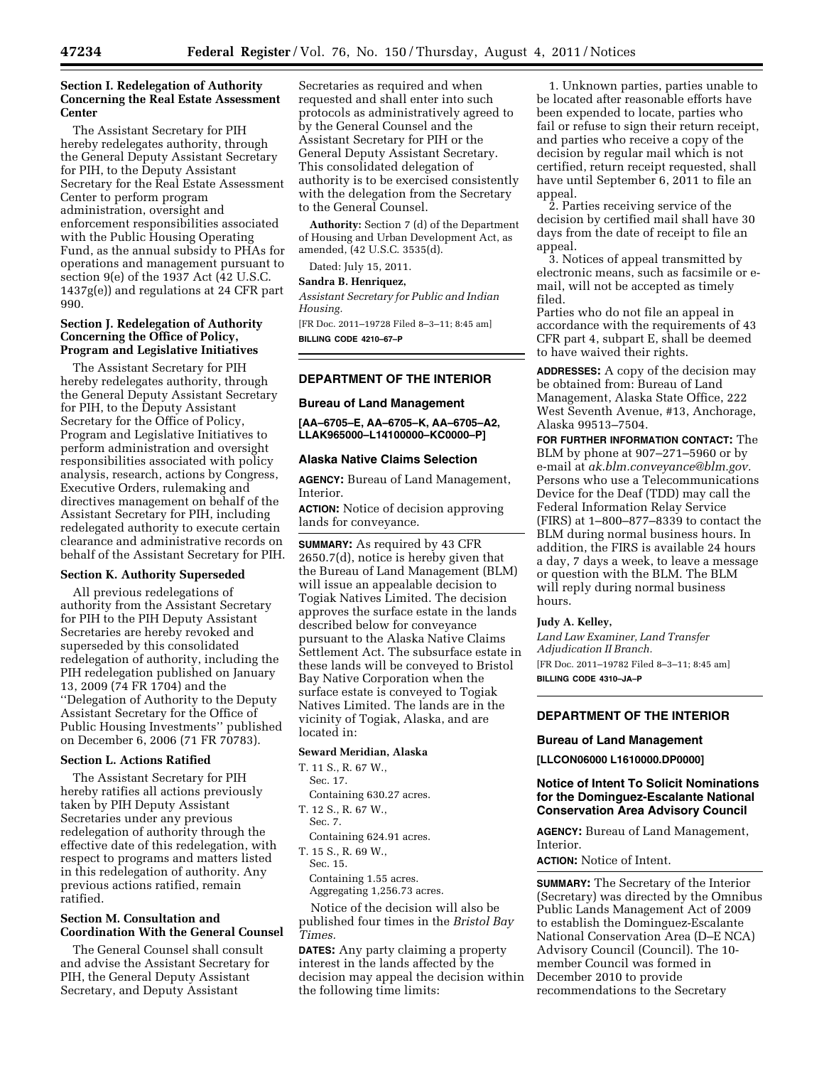### Section I. Redelegation of Authority Concerning the Real Estate Assessment Center

The Assistant Secretary for PIH hereby redelegates authority, through the General Deputy Assistant Secretary for PIH, to the Deputy Assistant Secretary for the Real Estate Assessment Center to perform program administration, oversight and enforcement responsibilities associated with the Public Housing Operating Fund, as the annual subsidy to PHAs for operations and management pursuant to section 9(e) of the 1937 Act (42 U.S.C. 1437g(e)) and regulations at 24 CFR part 990.

### Section J. Redelegation of Authority Concerning the Office of Policy, Program and Legislative Initiatives

The Assistant Secretary for PIH hereby redelegates authority, through the General Deputy Assistant Secretary for PIH, to the Deputy Assistant Secretary for the Office of Policy, Program and Legislative Initiatives to perform administration and oversight responsibilities associated with policy analysis, research, actions by Congress, Executive Orders, rulemaking and directives management on behalf of the Assistant Secretary for PIH, including redelegated authority to execute certain clearance and administrative records on behalf of the Assistant Secretary for PIH.

### Section K. Authority Superseded

All previous redelegations of authority from the Assistant Secretary for PIH to the PIH Deputy Assistant Secretaries are hereby revoked and superseded by this consolidated redelegation of authority, including the PIH redelegation published on January 13, 2009 (74 FR 1704) and the ''Delegation of Authority to the Deputy Assistant Secretary for the Office of Public Housing Investments'' published on December 6, 2006 (71 FR 70783).

### Section L. Actions Ratified

The Assistant Secretary for PIH hereby ratifies all actions previously taken by PIH Deputy Assistant Secretaries under any previous redelegation of authority through the effective date of this redelegation, with respect to programs and matters listed in this redelegation of authority. Any previous actions ratified, remain ratified.

### Section M. Consultation and Coordination With the General Counsel

The General Counsel shall consult and advise the Assistant Secretary for PIH, the General Deputy Assistant Secretary, and Deputy Assistant Secretaries as required and when requested and shall enter into such protocols as administratively agreed to by the General Counsel and the Assistant Secretary for PIH or the General Deputy Assistant Secretary. This consolidated delegation of authority is to be exercised consistently with the delegation from the Secretary to the General Counsel.

**Authority:** Section 7 (d) of the Department of Housing and Urban Development Act, as amended, (42 U.S.C. 3535(d).

Dated: July 15, 2011.

**Sandra B. Henriquez,**

*Assistant Secretary for Public and Indian Housing.*

[FR Doc. 2011–19728 Filed 8–3–11; 8:45 am]

**BILLING CODE 4210–67–P**

---

## DEPARTMENT OF THE INTERIOR

### Bureau of Land Management

**[AA–6705–E, AA–6705–K, AA–6705–A2, LLAK965000–L14100000–KC0000–P]**

### Alaska Native Claims Selection

**AGENCY:** Bureau of Land Management, Interior.

**ACTION:** Notice of decision approving lands for conveyance.

**SUMMARY:** As required by 43 CFR 2650.7(d), notice is hereby given that the Bureau of Land Management (BLM) will issue an appealable decision to Togiak Natives Limited. The decision approves the surface estate in the lands described below for conveyance pursuant to the Alaska Native Claims Settlement Act. The subsurface estate in these lands will be conveyed to Bristol Bay Native Corporation when the surface estate is conveyed to Togiak Natives Limited. The lands are in the vicinity of Togiak, Alaska, and are located in:

**Seward Meridian, Alaska**

T. 11 S., R. 67 W.,
Sec. 17.
Containing 630.27 acres.

T. 12 S., R. 67 W.,
Sec. 7.
Containing 624.91 acres.

T. 15 S., R. 69 W.,
Sec. 15.
Containing 1.55 acres.
Aggregating 1,256.73 acres.

Notice of the decision will also be published four times in the *Bristol Bay Times.*

**DATES:** Any party claiming a property interest in the lands affected by the decision may appeal the decision within the following time limits:

1. Unknown parties, parties unable to be located after reasonable efforts have been expended to locate, parties who fail or refuse to sign their return receipt, and parties who receive a copy of the decision by regular mail which is not certified, return receipt requested, shall have until September 6, 2011 to file an appeal.

2. Parties receiving service of the decision by certified mail shall have 30 days from the date of receipt to file an appeal.

3. Notices of appeal transmitted by electronic means, such as facsimile or e-mail, will not be accepted as timely filed.

Parties who do not file an appeal in accordance with the requirements of 43 CFR part 4, subpart E, shall be deemed to have waived their rights.

**ADDRESSES:** A copy of the decision may be obtained from: Bureau of Land Management, Alaska State Office, 222 West Seventh Avenue, #13, Anchorage, Alaska 99513–7504.

**FOR FURTHER INFORMATION CONTACT:** The BLM by phone at 907–271–5960 or by e-mail at *ak.blm.conveyance@blm.gov.* Persons who use a Telecommunications Device for the Deaf (TDD) may call the Federal Information Relay Service (FIRS) at 1–800–877–8339 to contact the BLM during normal business hours. In addition, the FIRS is available 24 hours a day, 7 days a week, to leave a message or question with the BLM. The BLM will reply during normal business hours.

**Judy A. Kelley,**

*Land Law Examiner, Land Transfer Adjudication II Branch.*

[FR Doc. 2011–19782 Filed 8–3–11; 8:45 am]

**BILLING CODE 4310–JA–P**

---

## DEPARTMENT OF THE INTERIOR

### Bureau of Land Management

**[LLCON06000 L1610000.DP0000]**

### Notice of Intent To Solicit Nominations for the Dominguez-Escalante National Conservation Area Advisory Council

**AGENCY:** Bureau of Land Management, Interior.

**ACTION:** Notice of Intent.

**SUMMARY:** The Secretary of the Interior (Secretary) was directed by the Omnibus Public Lands Management Act of 2009 to establish the Dominguez-Escalante National Conservation Area (D–E NCA) Advisory Council (Council). The 10-member Council was formed in December 2010 to provide recommendations to the Secretary